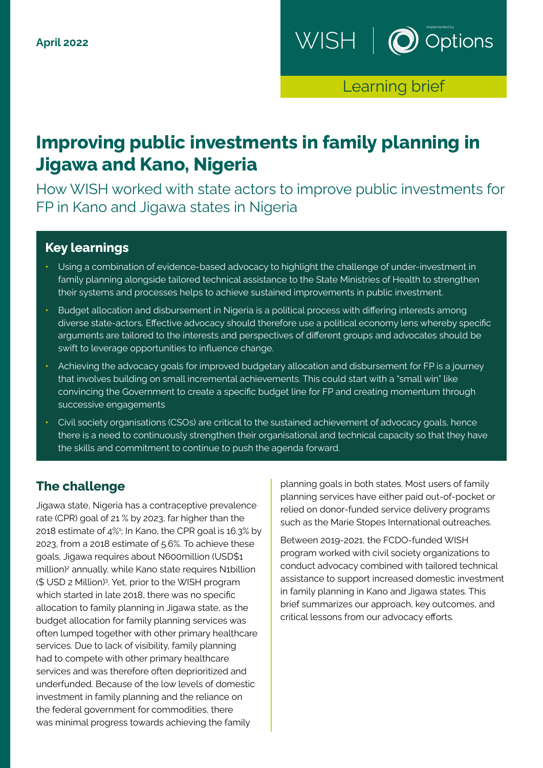April 2022

WISH | Implemented by Options

Learning brief

# Improving public investments in family planning in Jigawa and Kano, Nigeria

How WISH worked with state actors to improve public investments for FP in Kano and Jigawa states in Nigeria

## Key learnings

- Using a combination of evidence-based advocacy to highlight the challenge of under-investment in family planning alongside tailored technical assistance to the State Ministries of Health to strengthen their systems and processes helps to achieve sustained improvements in public investment.
- Budget allocation and disbursement in Nigeria is a political process with differing interests among diverse state-actors. Effective advocacy should therefore use a political economy lens whereby specific arguments are tailored to the interests and perspectives of different groups and advocates should be swift to leverage opportunities to influence change.
- Achieving the advocacy goals for improved budgetary allocation and disbursement for FP is a journey that involves building on small incremental achievements. This could start with a "small win" like convincing the Government to create a specific budget line for FP and creating momentum through successive engagements
- Civil society organisations (CSOs) are critical to the sustained achievement of advocacy goals, hence there is a need to continuously strengthen their organisational and technical capacity so that they have the skills and commitment to continue to push the agenda forward.

## The challenge

Jigawa state, Nigeria has a contraceptive prevalence rate (CPR) goal of 21 % by 2023, far higher than the 2018 estimate of 4%[1]; In Kano, the CPR goal is 16.3% by 2023, from a 2018 estimate of 5.6%. To achieve these goals, Jigawa requires about N600million (USD$1 million)[2] annually, while Kano state requires N1billion ($ USD 2 Million)[3]. Yet, prior to the WISH program which started in late 2018, there was no specific allocation to family planning in Jigawa state, as the budget allocation for family planning services was often lumped together with other primary healthcare services. Due to lack of visibility, family planning had to compete with other primary healthcare services and was therefore often deprioritized and underfunded. Because of the low levels of domestic investment in family planning and the reliance on the federal government for commodities, there was minimal progress towards achieving the family planning goals in both states. Most users of family planning services have either paid out-of-pocket or relied on donor-funded service delivery programs such as the Marie Stopes International outreaches.

Between 2019-2021, the FCDO-funded WISH program worked with civil society organizations to conduct advocacy combined with tailored technical assistance to support increased domestic investment in family planning in Kano and Jigawa states. This brief summarizes our approach, key outcomes, and critical lessons from our advocacy efforts.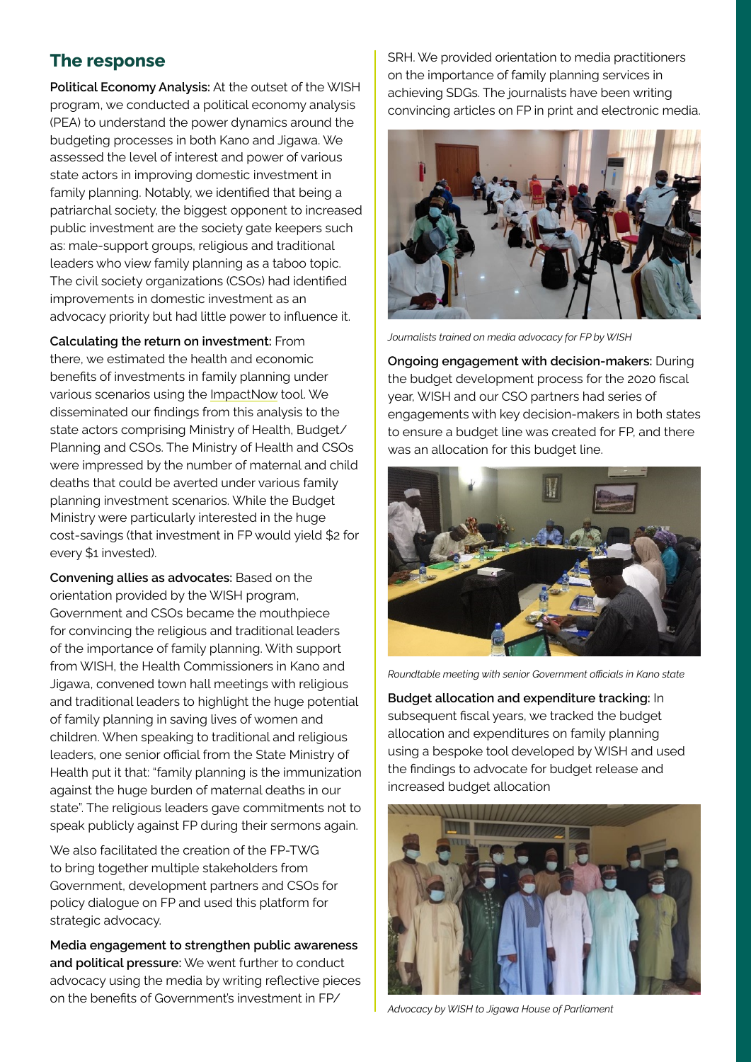## The response

**Political Economy Analysis:** At the outset of the WISH program, we conducted a political economy analysis (PEA) to understand the power dynamics around the budgeting processes in both Kano and Jigawa. We assessed the level of interest and power of various state actors in improving domestic investment in family planning. Notably, we identified that being a patriarchal society, the biggest opponent to increased public investment are the society gate keepers such as: male-support groups, religious and traditional leaders who view family planning as a taboo topic. The civil society organizations (CSOs) had identified improvements in domestic investment as an advocacy priority but had little power to influence it.

**Calculating the return on investment:** From there, we estimated the health and economic benefits of investments in family planning under various scenarios using the ImpactNow tool. We disseminated our findings from this analysis to the state actors comprising Ministry of Health, Budget/Planning and CSOs. The Ministry of Health and CSOs were impressed by the number of maternal and child deaths that could be averted under various family planning investment scenarios. While the Budget Ministry were particularly interested in the huge cost-savings (that investment in FP would yield $2 for every $1 invested).

**Convening allies as advocates:** Based on the orientation provided by the WISH program, Government and CSOs became the mouthpiece for convincing the religious and traditional leaders of the importance of family planning. With support from WISH, the Health Commissioners in Kano and Jigawa, convened town hall meetings with religious and traditional leaders to highlight the huge potential of family planning in saving lives of women and children. When speaking to traditional and religious leaders, one senior official from the State Ministry of Health put it that: "family planning is the immunization against the huge burden of maternal deaths in our state". The religious leaders gave commitments not to speak publicly against FP during their sermons again.

We also facilitated the creation of the FP-TWG to bring together multiple stakeholders from Government, development partners and CSOs for policy dialogue on FP and used this platform for strategic advocacy.

**Media engagement to strengthen public awareness and political pressure:** We went further to conduct advocacy using the media by writing reflective pieces on the benefits of Government's investment in FP/SRH. We provided orientation to media practitioners on the importance of family planning services in achieving SDGs. The journalists have been writing convincing articles on FP in print and electronic media.

*Journalists trained on media advocacy for FP by WISH*

**Ongoing engagement with decision-makers:** During the budget development process for the 2020 fiscal year, WISH and our CSO partners had series of engagements with key decision-makers in both states to ensure a budget line was created for FP, and there was an allocation for this budget line.

*Roundtable meeting with senior Government officials in Kano state*

**Budget allocation and expenditure tracking:** In subsequent fiscal years, we tracked the budget allocation and expenditures on family planning using a bespoke tool developed by WISH and used the findings to advocate for budget release and increased budget allocation

*Advocacy by WISH to Jigawa House of Parliament*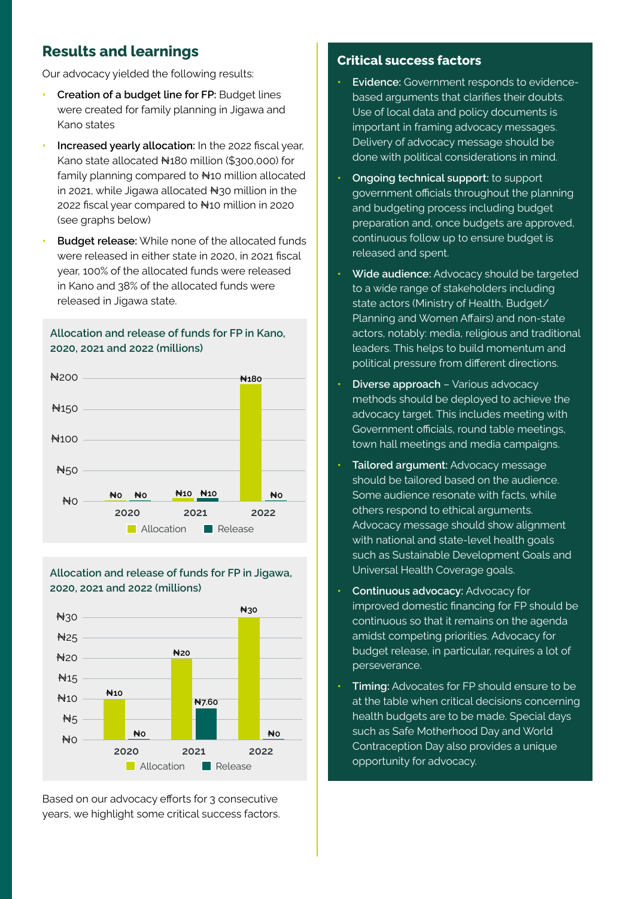## Results and learnings

Our advocacy yielded the following results:

- **Creation of a budget line for FP:** Budget lines were created for family planning in Jigawa and Kano states
- **Increased yearly allocation:** In the 2022 fiscal year, Kano state allocated ₦180 million ($300,000) for family planning compared to ₦10 million allocated in 2021, while Jigawa allocated ₦30 million in the 2022 fiscal year compared to ₦10 million in 2020 (see graphs below)
- **Budget release:** While none of the allocated funds were released in either state in 2020, in 2021 fiscal year, 100% of the allocated funds were released in Kano and 38% of the allocated funds were released in Jigawa state.

**Allocation and release of funds for FP in Kano, 2020, 2021 and 2022 (millions)**

| Year | Allocation | Release |
|---|---|---|
| 2020 | ₦0 | ₦0 |
| 2021 | ₦10 | ₦10 |
| 2022 | ₦180 | ₦0 |

**Allocation and release of funds for FP in Jigawa, 2020, 2021 and 2022 (millions)**

| Year | Allocation | Release |
|---|---|---|
| 2020 | ₦10 | ₦0 |
| 2021 | ₦20 | ₦7.60 |
| 2022 | ₦30 | ₦0 |

Based on our advocacy efforts for 3 consecutive years, we highlight some critical success factors.

### Critical success factors

- **Evidence:** Government responds to evidence-based arguments that clarifies their doubts. Use of local data and policy documents is important in framing advocacy messages. Delivery of advocacy message should be done with political considerations in mind.
- **Ongoing technical support:** to support government officials throughout the planning and budgeting process including budget preparation and, once budgets are approved, continuous follow up to ensure budget is released and spent.
- **Wide audience:** Advocacy should be targeted to a wide range of stakeholders including state actors (Ministry of Health, Budget/Planning and Women Affairs) and non-state actors, notably: media, religious and traditional leaders. This helps to build momentum and political pressure from different directions.
- **Diverse approach** – Various advocacy methods should be deployed to achieve the advocacy target. This includes meeting with Government officials, round table meetings, town hall meetings and media campaigns.
- **Tailored argument:** Advocacy message should be tailored based on the audience. Some audience resonate with facts, while others respond to ethical arguments. Advocacy message should show alignment with national and state-level health goals such as Sustainable Development Goals and Universal Health Coverage goals.
- **Continuous advocacy:** Advocacy for improved domestic financing for FP should be continuous so that it remains on the agenda amidst competing priorities. Advocacy for budget release, in particular, requires a lot of perseverance.
- **Timing:** Advocates for FP should ensure to be at the table when critical decisions concerning health budgets are to be made. Special days such as Safe Motherhood Day and World Contraception Day also provides a unique opportunity for advocacy.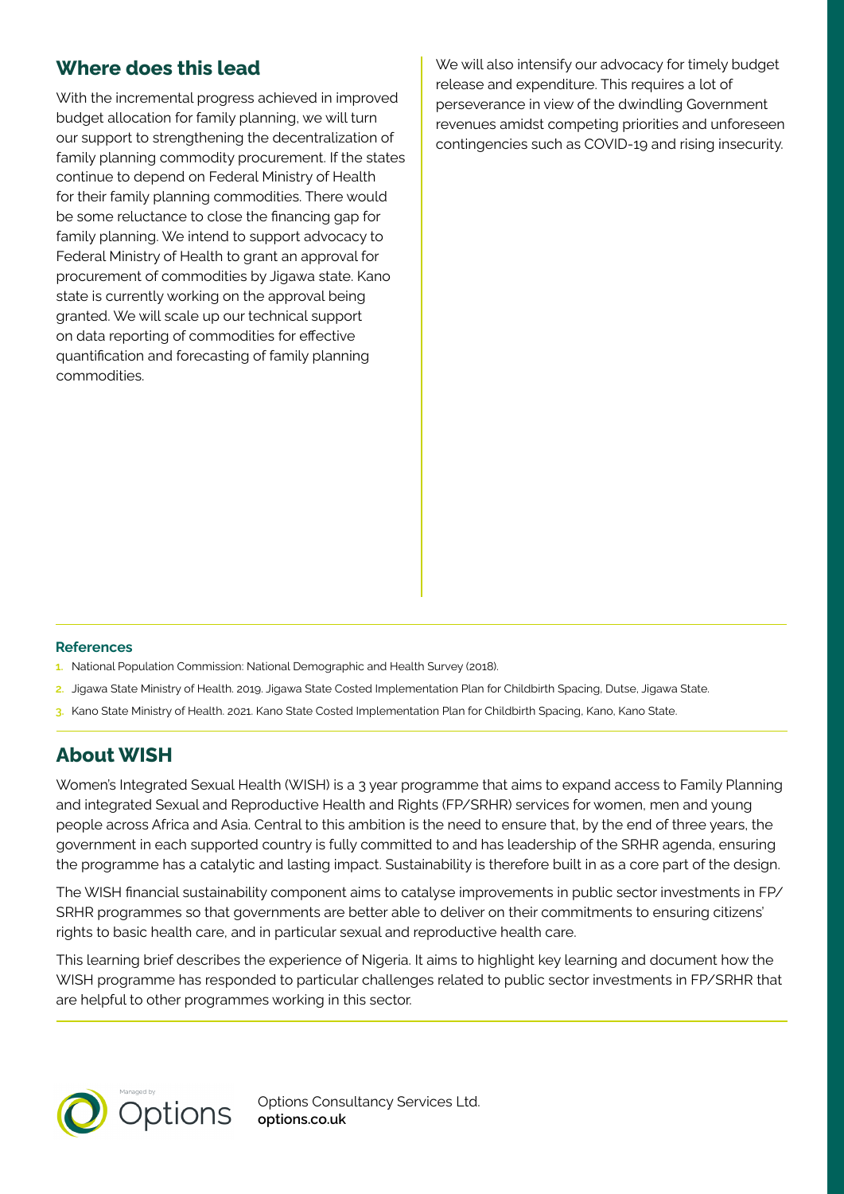## Where does this lead

With the incremental progress achieved in improved budget allocation for family planning, we will turn our support to strengthening the decentralization of family planning commodity procurement. If the states continue to depend on Federal Ministry of Health for their family planning commodities. There would be some reluctance to close the financing gap for family planning. We intend to support advocacy to Federal Ministry of Health to grant an approval for procurement of commodities by Jigawa state. Kano state is currently working on the approval being granted. We will scale up our technical support on data reporting of commodities for effective quantification and forecasting of family planning commodities.

We will also intensify our advocacy for timely budget release and expenditure. This requires a lot of perseverance in view of the dwindling Government revenues amidst competing priorities and unforeseen contingencies such as COVID-19 and rising insecurity.

### References

1. National Population Commission: National Demographic and Health Survey (2018).
2. Jigawa State Ministry of Health. 2019. Jigawa State Costed Implementation Plan for Childbirth Spacing, Dutse, Jigawa State.
3. Kano State Ministry of Health. 2021. Kano State Costed Implementation Plan for Childbirth Spacing, Kano, Kano State.

## About WISH

Women's Integrated Sexual Health (WISH) is a 3 year programme that aims to expand access to Family Planning and integrated Sexual and Reproductive Health and Rights (FP/SRHR) services for women, men and young people across Africa and Asia. Central to this ambition is the need to ensure that, by the end of three years, the government in each supported country is fully committed to and has leadership of the SRHR agenda, ensuring the programme has a catalytic and lasting impact. Sustainability is therefore built in as a core part of the design.

The WISH financial sustainability component aims to catalyse improvements in public sector investments in FP/SRHR programmes so that governments are better able to deliver on their commitments to ensuring citizens' rights to basic health care, and in particular sexual and reproductive health care.

This learning brief describes the experience of Nigeria. It aims to highlight key learning and document how the WISH programme has responded to particular challenges related to public sector investments in FP/SRHR that are helpful to other programmes working in this sector.

Managed by Options

Options Consultancy Services Ltd.
**options.co.uk**